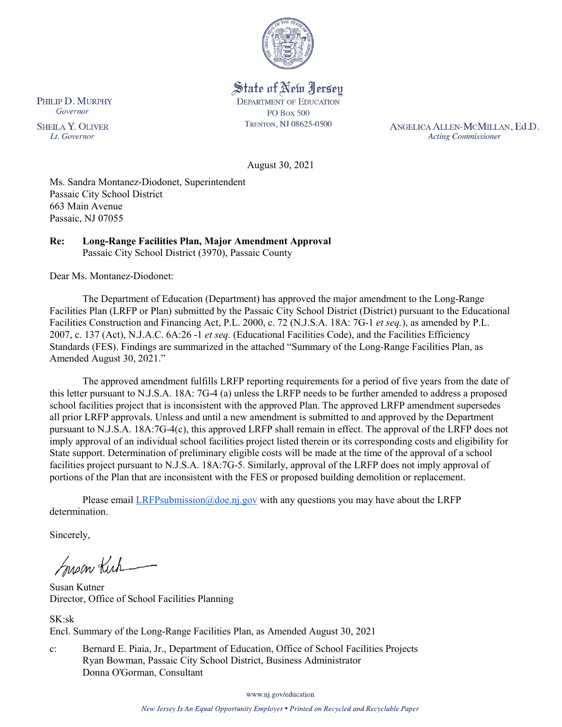State of New Jersey
DEPARTMENT OF EDUCATION
PO Box 500
TRENTON, NJ 08625-0500

PHILIP D. MURPHY
*Governor*

SHEILA Y. OLIVER
*Lt. Governor*

ANGELICA ALLEN-MCMILLAN, Ed.D.
*Acting Commissioner*

August 30, 2021

Ms. Sandra Montanez-Diodonet, Superintendent
Passaic City School District
663 Main Avenue
Passaic, NJ 07055

**Re: Long-Range Facilities Plan, Major Amendment Approval**
Passaic City School District (3970), Passaic County

Dear Ms. Montanez-Diodonet:

The Department of Education (Department) has approved the major amendment to the Long-Range Facilities Plan (LRFP or Plan) submitted by the Passaic City School District (District) pursuant to the Educational Facilities Construction and Financing Act, P.L. 2000, c. 72 (N.J.S.A. 18A: 7G-1 *et seq.*), as amended by P.L. 2007, c. 137 (Act), N.J.A.C. 6A:26 -1 *et seq.* (Educational Facilities Code), and the Facilities Efficiency Standards (FES). Findings are summarized in the attached "Summary of the Long-Range Facilities Plan, as Amended August 30, 2021."

The approved amendment fulfills LRFP reporting requirements for a period of five years from the date of this letter pursuant to N.J.S.A. 18A: 7G-4 (a) unless the LRFP needs to be further amended to address a proposed school facilities project that is inconsistent with the approved Plan. The approved LRFP amendment supersedes all prior LRFP approvals. Unless and until a new amendment is submitted to and approved by the Department pursuant to N.J.S.A. 18A:7G-4(c), this approved LRFP shall remain in effect. The approval of the LRFP does not imply approval of an individual school facilities project listed therein or its corresponding costs and eligibility for State support. Determination of preliminary eligible costs will be made at the time of the approval of a school facilities project pursuant to N.J.S.A. 18A:7G-5. Similarly, approval of the LRFP does not imply approval of portions of the Plan that are inconsistent with the FES or proposed building demolition or replacement.

Please email LRFPsubmission@doe.nj.gov with any questions you may have about the LRFP determination.

Sincerely,

Susan Kutner
Director, Office of School Facilities Planning

SK:sk
Encl. Summary of the Long-Range Facilities Plan, as Amended August 30, 2021

c: Bernard E. Piaia, Jr., Department of Education, Office of School Facilities Projects
Ryan Bowman, Passaic City School District, Business Administrator
Donna O'Gorman, Consultant

www.nj.gov/education

*New Jersey Is An Equal Opportunity Employer • Printed on Recycled and Recyclable Paper*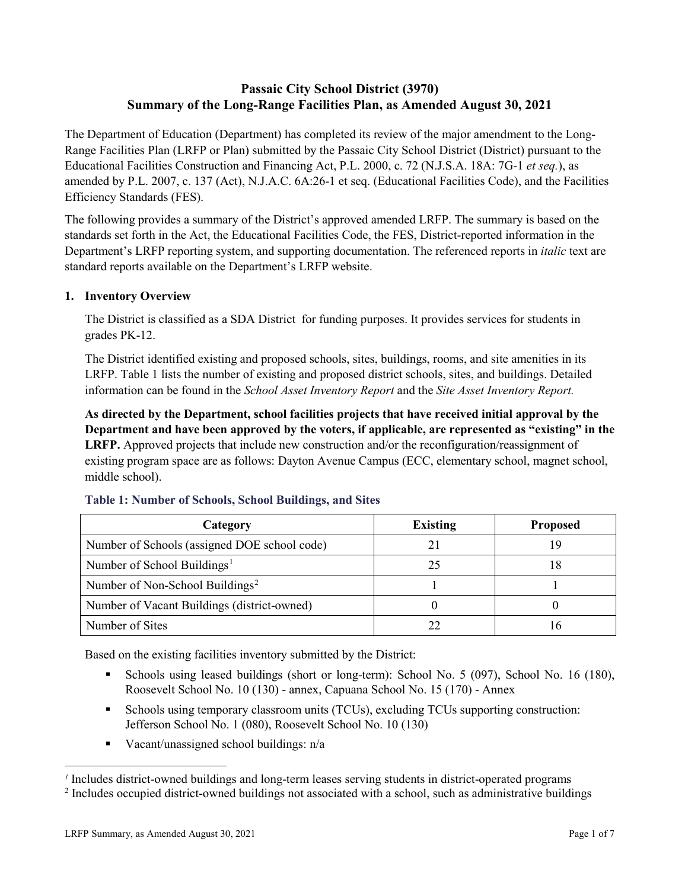# Passaic City School District (3970)
# Summary of the Long-Range Facilities Plan, as Amended August 30, 2021

The Department of Education (Department) has completed its review of the major amendment to the Long-Range Facilities Plan (LRFP or Plan) submitted by the Passaic City School District (District) pursuant to the Educational Facilities Construction and Financing Act, P.L. 2000, c. 72 (N.J.S.A. 18A: 7G-1 *et seq.*), as amended by P.L. 2007, c. 137 (Act), N.J.A.C. 6A:26-1 et seq. (Educational Facilities Code), and the Facilities Efficiency Standards (FES).

The following provides a summary of the District's approved amended LRFP. The summary is based on the standards set forth in the Act, the Educational Facilities Code, the FES, District-reported information in the Department's LRFP reporting system, and supporting documentation. The referenced reports in *italic* text are standard reports available on the Department's LRFP website.

## 1. Inventory Overview

The District is classified as a SDA District for funding purposes. It provides services for students in grades PK-12.

The District identified existing and proposed schools, sites, buildings, rooms, and site amenities in its LRFP. Table 1 lists the number of existing and proposed district schools, sites, and buildings. Detailed information can be found in the *School Asset Inventory Report* and the *Site Asset Inventory Report.*

**As directed by the Department, school facilities projects that have received initial approval by the Department and have been approved by the voters, if applicable, are represented as "existing" in the LRFP.** Approved projects that include new construction and/or the reconfiguration/reassignment of existing program space are as follows: Dayton Avenue Campus (ECC, elementary school, magnet school, middle school).

### Table 1: Number of Schools, School Buildings, and Sites

| Category | Existing | Proposed |
|---|---|---|
| Number of Schools (assigned DOE school code) | 21 | 19 |
| Number of School Buildings[1] | 25 | 18 |
| Number of Non-School Buildings[2] | 1 | 1 |
| Number of Vacant Buildings (district-owned) | 0 | 0 |
| Number of Sites | 22 | 16 |

Based on the existing facilities inventory submitted by the District:

- Schools using leased buildings (short or long-term): School No. 5 (097), School No. 16 (180), Roosevelt School No. 10 (130) - annex, Capuana School No. 15 (170) - Annex
- Schools using temporary classroom units (TCUs), excluding TCUs supporting construction: Jefferson School No. 1 (080), Roosevelt School No. 10 (130)
- Vacant/unassigned school buildings: n/a

[1] Includes district-owned buildings and long-term leases serving students in district-operated programs

[2] Includes occupied district-owned buildings not associated with a school, such as administrative buildings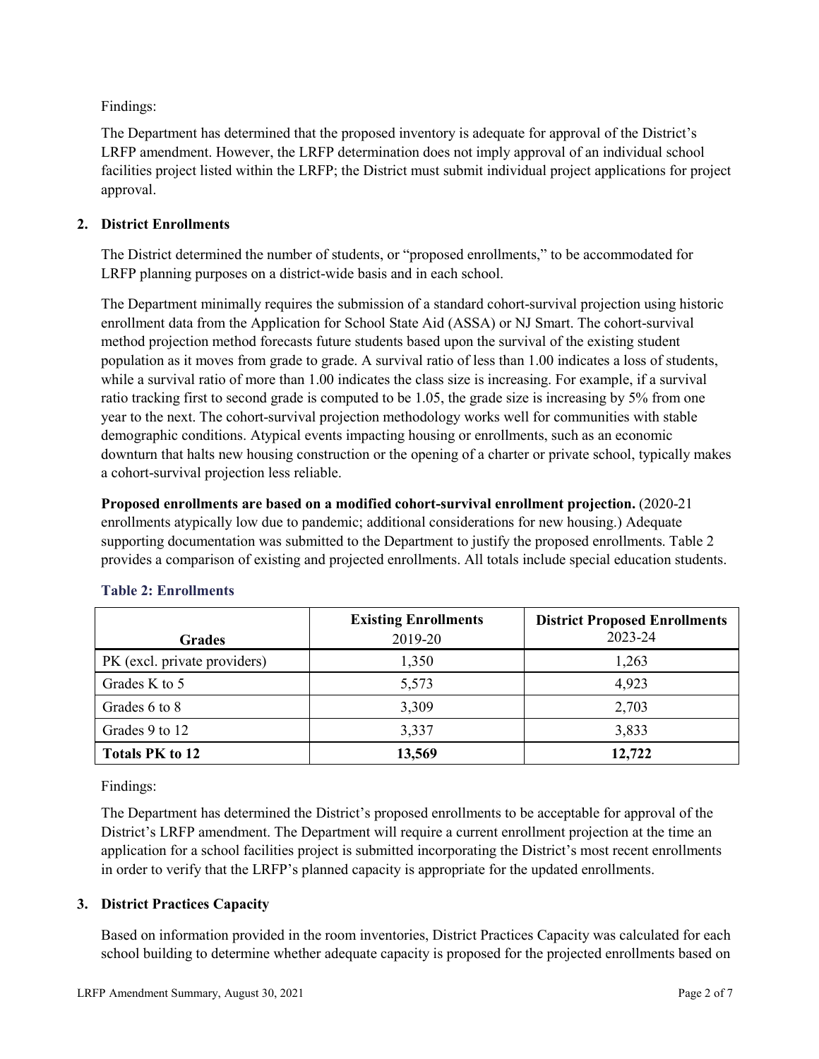Findings:

The Department has determined that the proposed inventory is adequate for approval of the District's LRFP amendment. However, the LRFP determination does not imply approval of an individual school facilities project listed within the LRFP; the District must submit individual project applications for project approval.

## 2. District Enrollments

The District determined the number of students, or "proposed enrollments," to be accommodated for LRFP planning purposes on a district-wide basis and in each school.

The Department minimally requires the submission of a standard cohort-survival projection using historic enrollment data from the Application for School State Aid (ASSA) or NJ Smart. The cohort-survival method projection method forecasts future students based upon the survival of the existing student population as it moves from grade to grade. A survival ratio of less than 1.00 indicates a loss of students, while a survival ratio of more than 1.00 indicates the class size is increasing. For example, if a survival ratio tracking first to second grade is computed to be 1.05, the grade size is increasing by 5% from one year to the next. The cohort-survival projection methodology works well for communities with stable demographic conditions. Atypical events impacting housing or enrollments, such as an economic downturn that halts new housing construction or the opening of a charter or private school, typically makes a cohort-survival projection less reliable.

**Proposed enrollments are based on a modified cohort-survival enrollment projection.** (2020-21 enrollments atypically low due to pandemic; additional considerations for new housing.) Adequate supporting documentation was submitted to the Department to justify the proposed enrollments. Table 2 provides a comparison of existing and projected enrollments. All totals include special education students.

### Table 2: Enrollments

| Grades | Existing Enrollments 2019-20 | District Proposed Enrollments 2023-24 |
|---|---|---|
| PK (excl. private providers) | 1,350 | 1,263 |
| Grades K to 5 | 5,573 | 4,923 |
| Grades 6 to 8 | 3,309 | 2,703 |
| Grades 9 to 12 | 3,337 | 3,833 |
| **Totals PK to 12** | **13,569** | **12,722** |

Findings:

The Department has determined the District's proposed enrollments to be acceptable for approval of the District's LRFP amendment. The Department will require a current enrollment projection at the time an application for a school facilities project is submitted incorporating the District's most recent enrollments in order to verify that the LRFP's planned capacity is appropriate for the updated enrollments.

## 3. District Practices Capacity

Based on information provided in the room inventories, District Practices Capacity was calculated for each school building to determine whether adequate capacity is proposed for the projected enrollments based on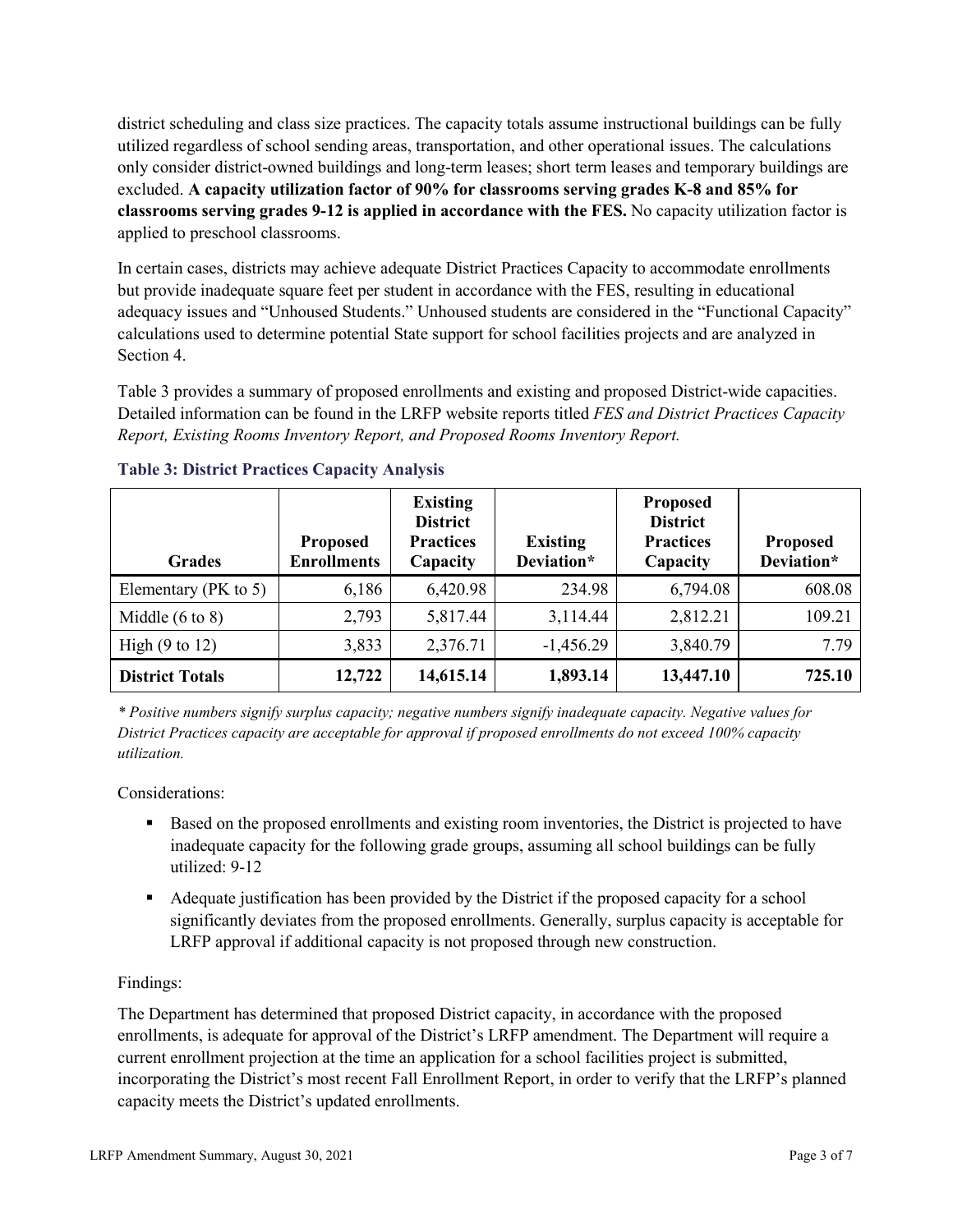district scheduling and class size practices. The capacity totals assume instructional buildings can be fully utilized regardless of school sending areas, transportation, and other operational issues. The calculations only consider district-owned buildings and long-term leases; short term leases and temporary buildings are excluded. **A capacity utilization factor of 90% for classrooms serving grades K-8 and 85% for classrooms serving grades 9-12 is applied in accordance with the FES.** No capacity utilization factor is applied to preschool classrooms.

In certain cases, districts may achieve adequate District Practices Capacity to accommodate enrollments but provide inadequate square feet per student in accordance with the FES, resulting in educational adequacy issues and "Unhoused Students." Unhoused students are considered in the "Functional Capacity" calculations used to determine potential State support for school facilities projects and are analyzed in Section 4.

Table 3 provides a summary of proposed enrollments and existing and proposed District-wide capacities. Detailed information can be found in the LRFP website reports titled *FES and District Practices Capacity Report, Existing Rooms Inventory Report, and Proposed Rooms Inventory Report.*

**Table 3: District Practices Capacity Analysis**

| Grades | Proposed Enrollments | Existing District Practices Capacity | Existing Deviation* | Proposed District Practices Capacity | Proposed Deviation* |
|---|---|---|---|---|---|
| Elementary (PK to 5) | 6,186 | 6,420.98 | 234.98 | 6,794.08 | 608.08 |
| Middle (6 to 8) | 2,793 | 5,817.44 | 3,114.44 | 2,812.21 | 109.21 |
| High (9 to 12) | 3,833 | 2,376.71 | -1,456.29 | 3,840.79 | 7.79 |
| **District Totals** | **12,722** | **14,615.14** | **1,893.14** | **13,447.10** | **725.10** |

*\* Positive numbers signify surplus capacity; negative numbers signify inadequate capacity. Negative values for District Practices capacity are acceptable for approval if proposed enrollments do not exceed 100% capacity utilization.*

Considerations:

- Based on the proposed enrollments and existing room inventories, the District is projected to have inadequate capacity for the following grade groups, assuming all school buildings can be fully utilized: 9-12
- Adequate justification has been provided by the District if the proposed capacity for a school significantly deviates from the proposed enrollments. Generally, surplus capacity is acceptable for LRFP approval if additional capacity is not proposed through new construction.

Findings:

The Department has determined that proposed District capacity, in accordance with the proposed enrollments, is adequate for approval of the District's LRFP amendment. The Department will require a current enrollment projection at the time an application for a school facilities project is submitted, incorporating the District's most recent Fall Enrollment Report, in order to verify that the LRFP's planned capacity meets the District's updated enrollments.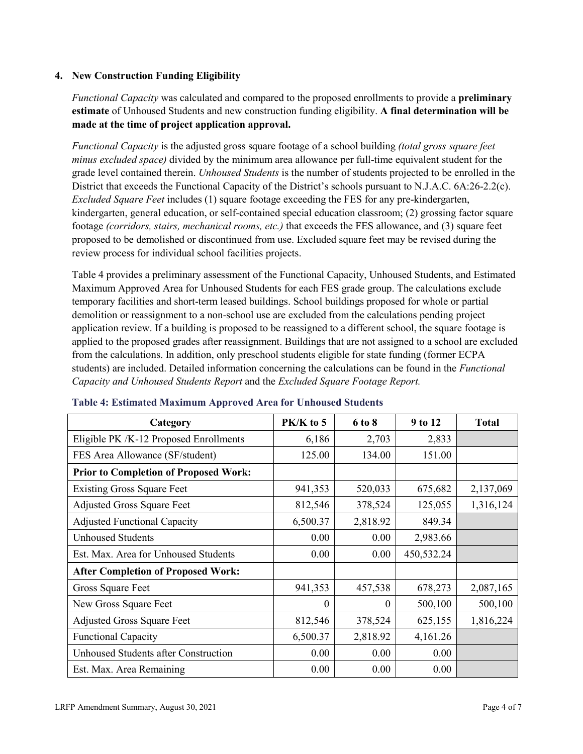## 4. New Construction Funding Eligibility

*Functional Capacity* was calculated and compared to the proposed enrollments to provide a **preliminary estimate** of Unhoused Students and new construction funding eligibility. **A final determination will be made at the time of project application approval.**

*Functional Capacity* is the adjusted gross square footage of a school building *(total gross square feet minus excluded space)* divided by the minimum area allowance per full-time equivalent student for the grade level contained therein. *Unhoused Students* is the number of students projected to be enrolled in the District that exceeds the Functional Capacity of the District's schools pursuant to N.J.A.C. 6A:26-2.2(c). *Excluded Square Feet* includes (1) square footage exceeding the FES for any pre-kindergarten, kindergarten, general education, or self-contained special education classroom; (2) grossing factor square footage *(corridors, stairs, mechanical rooms, etc.)* that exceeds the FES allowance, and (3) square feet proposed to be demolished or discontinued from use. Excluded square feet may be revised during the review process for individual school facilities projects.

Table 4 provides a preliminary assessment of the Functional Capacity, Unhoused Students, and Estimated Maximum Approved Area for Unhoused Students for each FES grade group. The calculations exclude temporary facilities and short-term leased buildings. School buildings proposed for whole or partial demolition or reassignment to a non-school use are excluded from the calculations pending project application review. If a building is proposed to be reassigned to a different school, the square footage is applied to the proposed grades after reassignment. Buildings that are not assigned to a school are excluded from the calculations. In addition, only preschool students eligible for state funding (former ECPA students) are included. Detailed information concerning the calculations can be found in the *Functional Capacity and Unhoused Students Report* and the *Excluded Square Footage Report.*

**Table 4: Estimated Maximum Approved Area for Unhoused Students**

| Category | PK/K to 5 | 6 to 8 | 9 to 12 | Total |
|---|---|---|---|---|
| Eligible PK /K-12 Proposed Enrollments | 6,186 | 2,703 | 2,833 | |
| FES Area Allowance (SF/student) | 125.00 | 134.00 | 151.00 | |
| **Prior to Completion of Proposed Work:** | | | | |
| Existing Gross Square Feet | 941,353 | 520,033 | 675,682 | 2,137,069 |
| Adjusted Gross Square Feet | 812,546 | 378,524 | 125,055 | 1,316,124 |
| Adjusted Functional Capacity | 6,500.37 | 2,818.92 | 849.34 | |
| Unhoused Students | 0.00 | 0.00 | 2,983.66 | |
| Est. Max. Area for Unhoused Students | 0.00 | 0.00 | 450,532.24 | |
| **After Completion of Proposed Work:** | | | | |
| Gross Square Feet | 941,353 | 457,538 | 678,273 | 2,087,165 |
| New Gross Square Feet | 0 | 0 | 500,100 | 500,100 |
| Adjusted Gross Square Feet | 812,546 | 378,524 | 625,155 | 1,816,224 |
| Functional Capacity | 6,500.37 | 2,818.92 | 4,161.26 | |
| Unhoused Students after Construction | 0.00 | 0.00 | 0.00 | |
| Est. Max. Area Remaining | 0.00 | 0.00 | 0.00 | |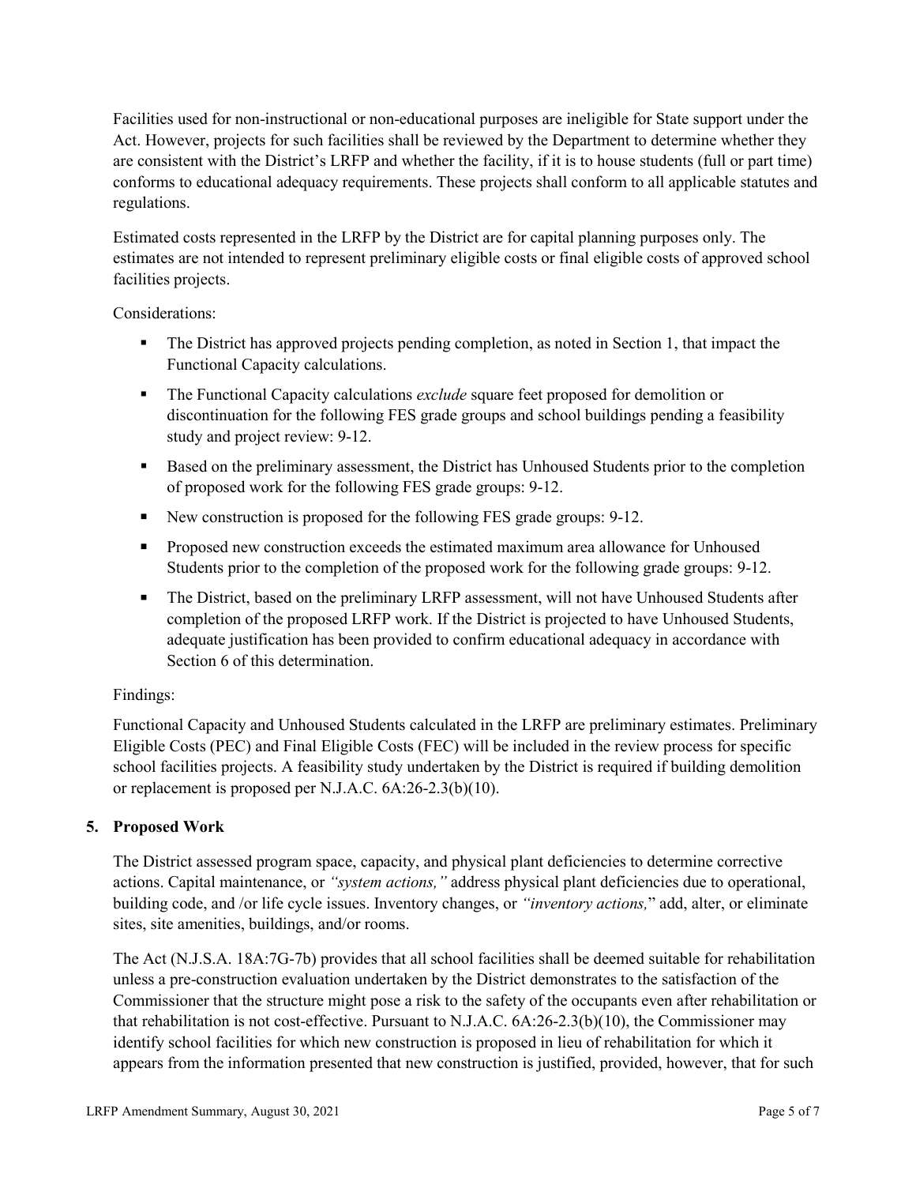Facilities used for non-instructional or non-educational purposes are ineligible for State support under the Act. However, projects for such facilities shall be reviewed by the Department to determine whether they are consistent with the District's LRFP and whether the facility, if it is to house students (full or part time) conforms to educational adequacy requirements. These projects shall conform to all applicable statutes and regulations.

Estimated costs represented in the LRFP by the District are for capital planning purposes only. The estimates are not intended to represent preliminary eligible costs or final eligible costs of approved school facilities projects.

Considerations:

- The District has approved projects pending completion, as noted in Section 1, that impact the Functional Capacity calculations.
- The Functional Capacity calculations *exclude* square feet proposed for demolition or discontinuation for the following FES grade groups and school buildings pending a feasibility study and project review: 9-12.
- Based on the preliminary assessment, the District has Unhoused Students prior to the completion of proposed work for the following FES grade groups: 9-12.
- New construction is proposed for the following FES grade groups: 9-12.
- Proposed new construction exceeds the estimated maximum area allowance for Unhoused Students prior to the completion of the proposed work for the following grade groups: 9-12.
- The District, based on the preliminary LRFP assessment, will not have Unhoused Students after completion of the proposed LRFP work. If the District is projected to have Unhoused Students, adequate justification has been provided to confirm educational adequacy in accordance with Section 6 of this determination.

Findings:

Functional Capacity and Unhoused Students calculated in the LRFP are preliminary estimates. Preliminary Eligible Costs (PEC) and Final Eligible Costs (FEC) will be included in the review process for specific school facilities projects. A feasibility study undertaken by the District is required if building demolition or replacement is proposed per N.J.A.C. 6A:26-2.3(b)(10).

## 5. Proposed Work

The District assessed program space, capacity, and physical plant deficiencies to determine corrective actions. Capital maintenance, or *"system actions,"* address physical plant deficiencies due to operational, building code, and /or life cycle issues. Inventory changes, or *"inventory actions,"* add, alter, or eliminate sites, site amenities, buildings, and/or rooms.

The Act (N.J.S.A. 18A:7G-7b) provides that all school facilities shall be deemed suitable for rehabilitation unless a pre-construction evaluation undertaken by the District demonstrates to the satisfaction of the Commissioner that the structure might pose a risk to the safety of the occupants even after rehabilitation or that rehabilitation is not cost-effective. Pursuant to N.J.A.C. 6A:26-2.3(b)(10), the Commissioner may identify school facilities for which new construction is proposed in lieu of rehabilitation for which it appears from the information presented that new construction is justified, provided, however, that for such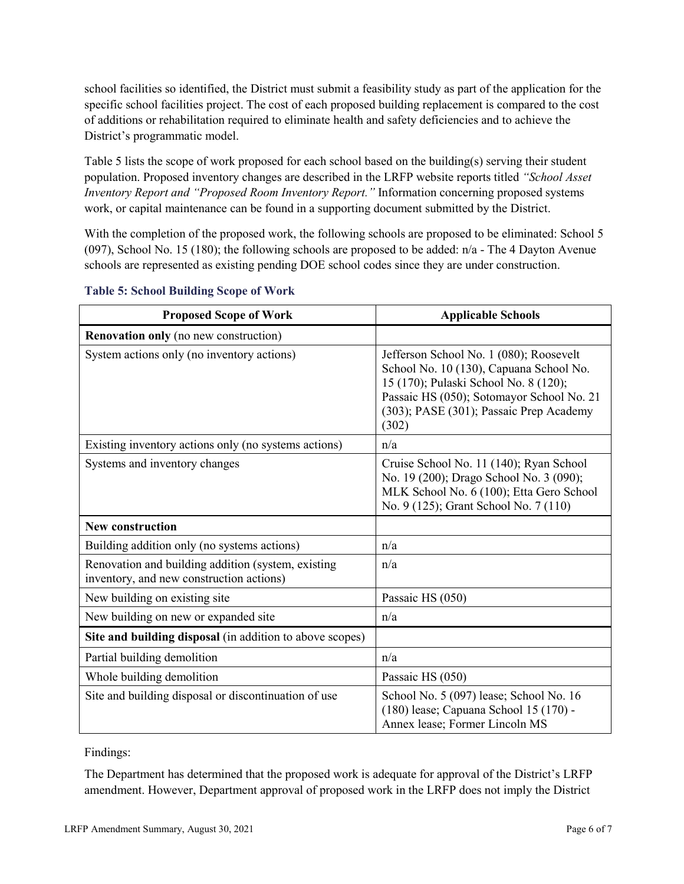school facilities so identified, the District must submit a feasibility study as part of the application for the specific school facilities project. The cost of each proposed building replacement is compared to the cost of additions or rehabilitation required to eliminate health and safety deficiencies and to achieve the District's programmatic model.

Table 5 lists the scope of work proposed for each school based on the building(s) serving their student population. Proposed inventory changes are described in the LRFP website reports titled *"School Asset Inventory Report and "Proposed Room Inventory Report."* Information concerning proposed systems work, or capital maintenance can be found in a supporting document submitted by the District.

With the completion of the proposed work, the following schools are proposed to be eliminated: School 5 (097), School No. 15 (180); the following schools are proposed to be added: n/a - The 4 Dayton Avenue schools are represented as existing pending DOE school codes since they are under construction.

### Table 5: School Building Scope of Work

| Proposed Scope of Work | Applicable Schools |
| --- | --- |
| **Renovation only** (no new construction) | |
| System actions only (no inventory actions) | Jefferson School No. 1 (080); Roosevelt School No. 10 (130), Capuana School No. 15 (170); Pulaski School No. 8 (120); Passaic HS (050); Sotomayor School No. 21 (303); PASE (301); Passaic Prep Academy (302) |
| Existing inventory actions only (no systems actions) | n/a |
| Systems and inventory changes | Cruise School No. 11 (140); Ryan School No. 19 (200); Drago School No. 3 (090); MLK School No. 6 (100); Etta Gero School No. 9 (125); Grant School No. 7 (110) |
| **New construction** | |
| Building addition only (no systems actions) | n/a |
| Renovation and building addition (system, existing inventory, and new construction actions) | n/a |
| New building on existing site | Passaic HS (050) |
| New building on new or expanded site | n/a |
| **Site and building disposal** (in addition to above scopes) | |
| Partial building demolition | n/a |
| Whole building demolition | Passaic HS (050) |
| Site and building disposal or discontinuation of use | School No. 5 (097) lease; School No. 16 (180) lease; Capuana School 15 (170) - Annex lease; Former Lincoln MS |

Findings:

The Department has determined that the proposed work is adequate for approval of the District's LRFP amendment. However, Department approval of proposed work in the LRFP does not imply the District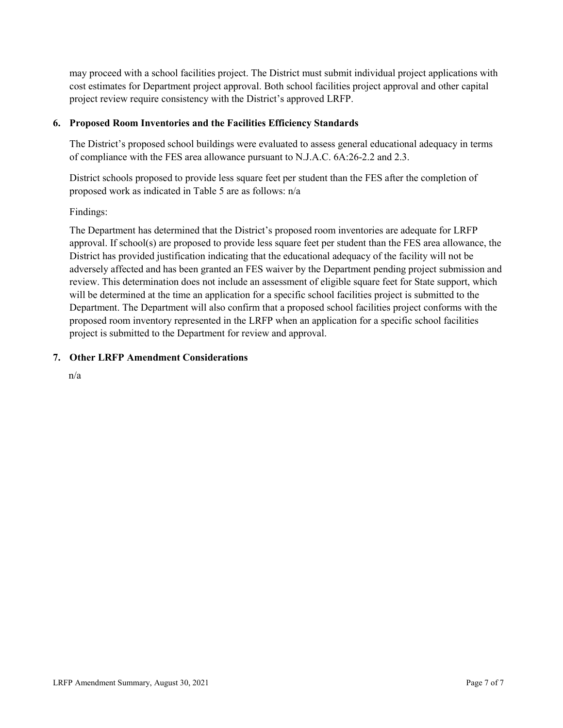may proceed with a school facilities project. The District must submit individual project applications with cost estimates for Department project approval. Both school facilities project approval and other capital project review require consistency with the District's approved LRFP.

## 6. Proposed Room Inventories and the Facilities Efficiency Standards

The District's proposed school buildings were evaluated to assess general educational adequacy in terms of compliance with the FES area allowance pursuant to N.J.A.C. 6A:26-2.2 and 2.3.

District schools proposed to provide less square feet per student than the FES after the completion of proposed work as indicated in Table 5 are as follows: n/a

Findings:

The Department has determined that the District's proposed room inventories are adequate for LRFP approval. If school(s) are proposed to provide less square feet per student than the FES area allowance, the District has provided justification indicating that the educational adequacy of the facility will not be adversely affected and has been granted an FES waiver by the Department pending project submission and review. This determination does not include an assessment of eligible square feet for State support, which will be determined at the time an application for a specific school facilities project is submitted to the Department. The Department will also confirm that a proposed school facilities project conforms with the proposed room inventory represented in the LRFP when an application for a specific school facilities project is submitted to the Department for review and approval.

## 7. Other LRFP Amendment Considerations

n/a